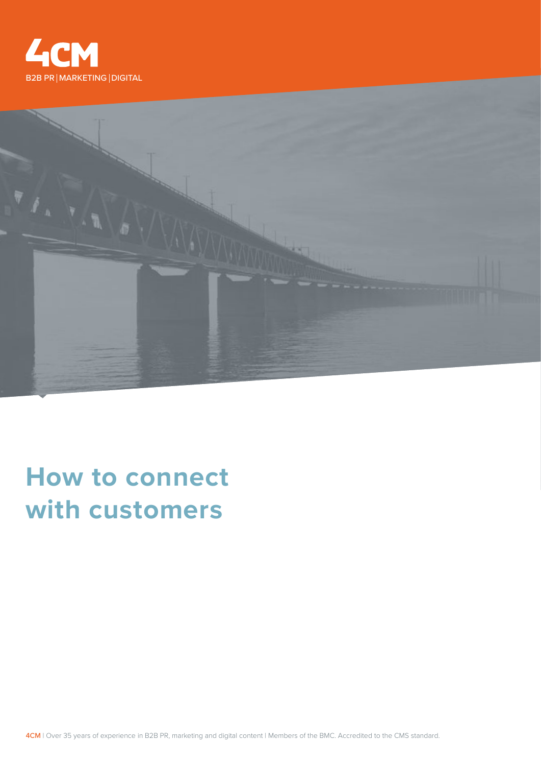4CM

B2B PR | MARKETING | DIGITAL

# How to connect with customers

**4CM** | Over 35 years of experience in B2B PR, marketing and digital content | Members of the BMC. Accredited to the CMS standard.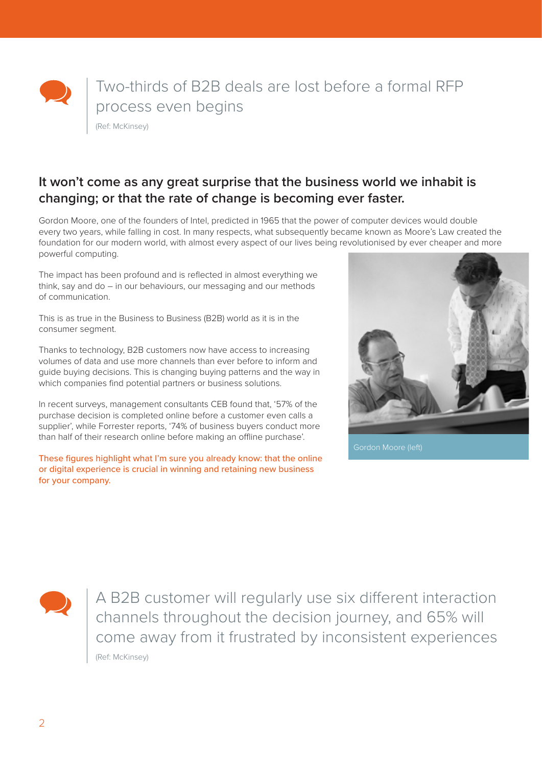> Two-thirds of B2B deals are lost before a formal RFP process even begins
>
> (Ref: McKinsey)

**It won't come as any great surprise that the business world we inhabit is changing; or that the rate of change is becoming ever faster.**

Gordon Moore, one of the founders of Intel, predicted in 1965 that the power of computer devices would double every two years, while falling in cost. In many respects, what subsequently became known as Moore's Law created the foundation for our modern world, with almost every aspect of our lives being revolutionised by ever cheaper and more powerful computing.

The impact has been profound and is reflected in almost everything we think, say and do – in our behaviours, our messaging and our methods of communication.

This is as true in the Business to Business (B2B) world as it is in the consumer segment.

Thanks to technology, B2B customers now have access to increasing volumes of data and use more channels than ever before to inform and guide buying decisions. This is changing buying patterns and the way in which companies find potential partners or business solutions.

In recent surveys, management consultants CEB found that, '57% of the purchase decision is completed online before a customer even calls a supplier', while Forrester reports, '74% of business buyers conduct more than half of their research online before making an offline purchase'.

These figures highlight what I'm sure you already know: that the online or digital experience is crucial in winning and retaining new business for your company.

Gordon Moore (left)

> A B2B customer will regularly use six different interaction channels throughout the decision journey, and 65% will come away from it frustrated by inconsistent experiences
>
> (Ref: McKinsey)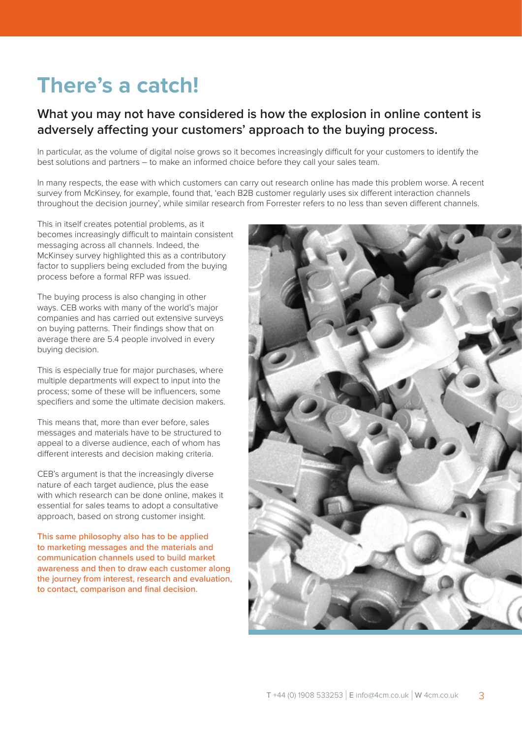# There's a catch!

## What you may not have considered is how the explosion in online content is adversely affecting your customers' approach to the buying process.

In particular, as the volume of digital noise grows so it becomes increasingly difficult for your customers to identify the best solutions and partners – to make an informed choice before they call your sales team.

In many respects, the ease with which customers can carry out research online has made this problem worse. A recent survey from McKinsey, for example, found that, 'each B2B customer regularly uses six different interaction channels throughout the decision journey', while similar research from Forrester refers to no less than seven different channels.

This in itself creates potential problems, as it becomes increasingly difficult to maintain consistent messaging across all channels. Indeed, the McKinsey survey highlighted this as a contributory factor to suppliers being excluded from the buying process before a formal RFP was issued.

The buying process is also changing in other ways. CEB works with many of the world's major companies and has carried out extensive surveys on buying patterns. Their findings show that on average there are 5.4 people involved in every buying decision.

This is especially true for major purchases, where multiple departments will expect to input into the process; some of these will be influencers, some specifiers and some the ultimate decision makers.

This means that, more than ever before, sales messages and materials have to be structured to appeal to a diverse audience, each of whom has different interests and decision making criteria.

CEB's argument is that the increasingly diverse nature of each target audience, plus the ease with which research can be done online, makes it essential for sales teams to adopt a consultative approach, based on strong customer insight.

This same philosophy also has to be applied to marketing messages and the materials and communication channels used to build market awareness and then to draw each customer along the journey from interest, research and evaluation, to contact, comparison and final decision.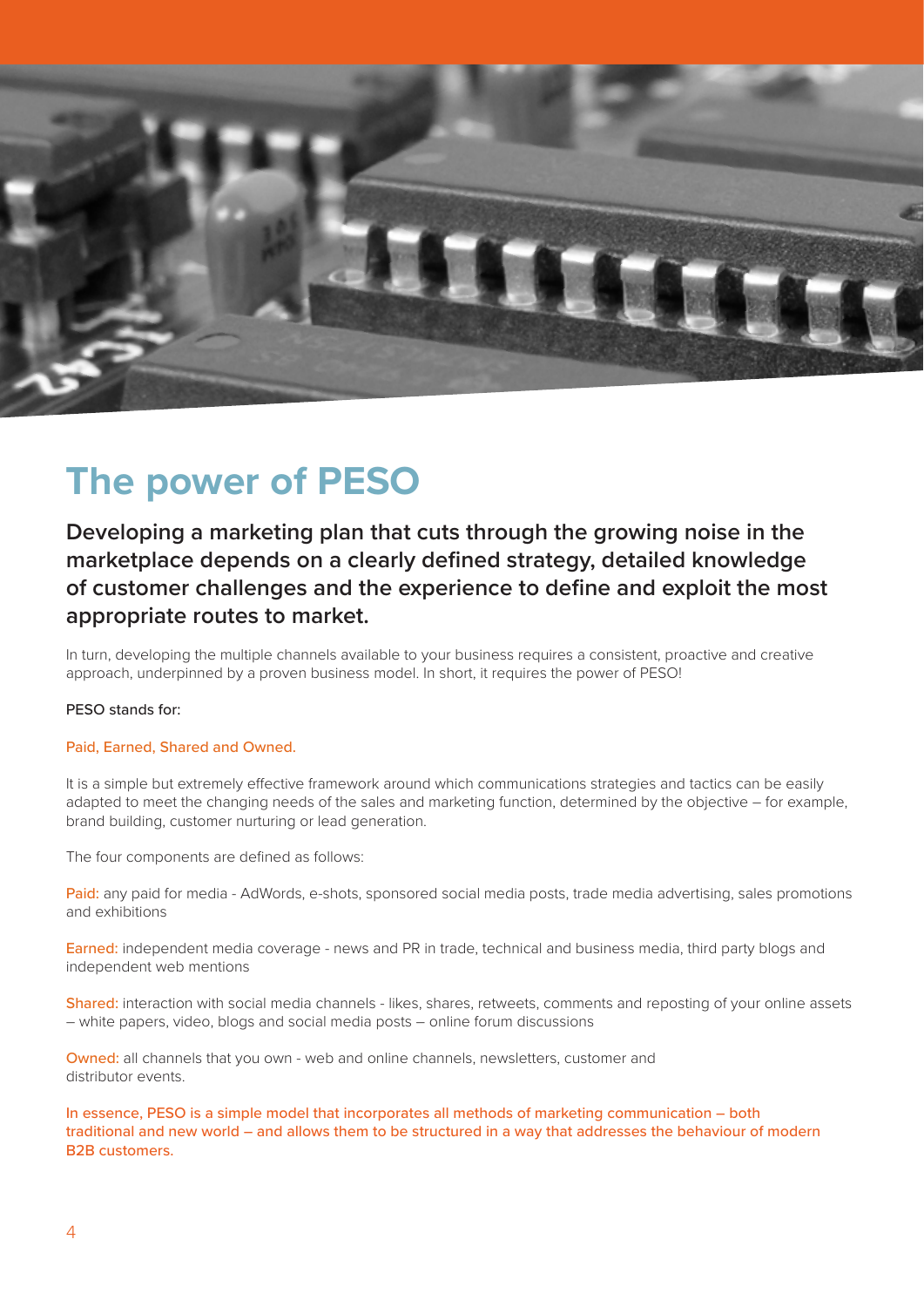# The power of PESO

**Developing a marketing plan that cuts through the growing noise in the marketplace depends on a clearly defined strategy, detailed knowledge of customer challenges and the experience to define and exploit the most appropriate routes to market.**

In turn, developing the multiple channels available to your business requires a consistent, proactive and creative approach, underpinned by a proven business model. In short, it requires the power of PESO!

PESO stands for:

Paid, Earned, Shared and Owned.

It is a simple but extremely effective framework around which communications strategies and tactics can be easily adapted to meet the changing needs of the sales and marketing function, determined by the objective – for example, brand building, customer nurturing or lead generation.

The four components are defined as follows:

Paid: any paid for media - AdWords, e-shots, sponsored social media posts, trade media advertising, sales promotions and exhibitions

Earned: independent media coverage - news and PR in trade, technical and business media, third party blogs and independent web mentions

Shared: interaction with social media channels - likes, shares, retweets, comments and reposting of your online assets – white papers, video, blogs and social media posts – online forum discussions

Owned: all channels that you own - web and online channels, newsletters, customer and distributor events.

In essence, PESO is a simple model that incorporates all methods of marketing communication – both traditional and new world – and allows them to be structured in a way that addresses the behaviour of modern B2B customers.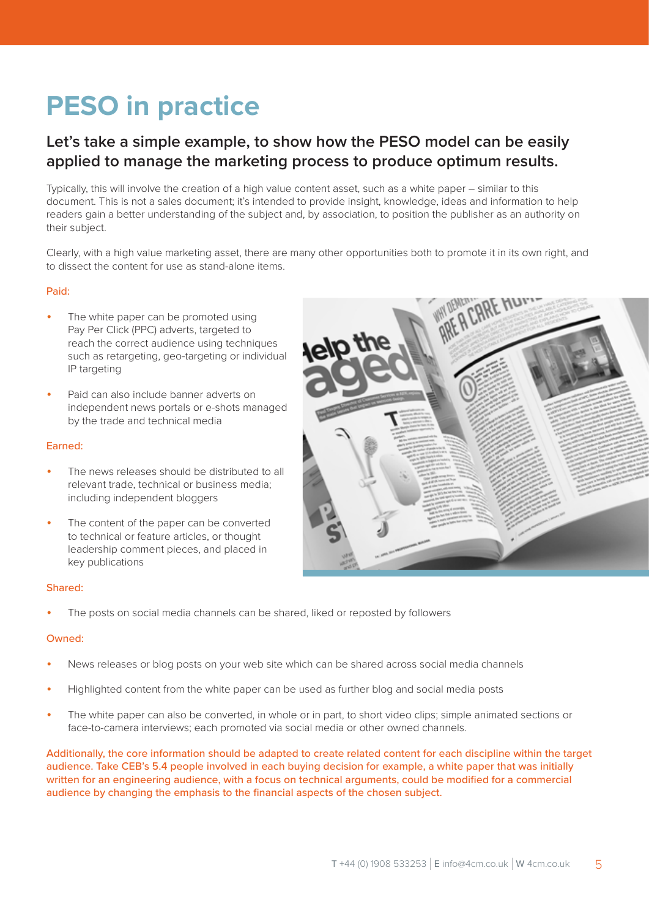# PESO in practice

## Let's take a simple example, to show how the PESO model can be easily applied to manage the marketing process to produce optimum results.

Typically, this will involve the creation of a high value content asset, such as a white paper – similar to this document. This is not a sales document; it's intended to provide insight, knowledge, ideas and information to help readers gain a better understanding of the subject and, by association, to position the publisher as an authority on their subject.

Clearly, with a high value marketing asset, there are many other opportunities both to promote it in its own right, and to dissect the content for use as stand-alone items.

Paid:

- The white paper can be promoted using Pay Per Click (PPC) adverts, targeted to reach the correct audience using techniques such as retargeting, geo-targeting or individual IP targeting
- Paid can also include banner adverts on independent news portals or e-shots managed by the trade and technical media

Earned:

- The news releases should be distributed to all relevant trade, technical or business media; including independent bloggers
- The content of the paper can be converted to technical or feature articles, or thought leadership comment pieces, and placed in key publications

Shared:

- The posts on social media channels can be shared, liked or reposted by followers

Owned:

- News releases or blog posts on your web site which can be shared across social media channels
- Highlighted content from the white paper can be used as further blog and social media posts
- The white paper can also be converted, in whole or in part, to short video clips; simple animated sections or face-to-camera interviews; each promoted via social media or other owned channels.

Additionally, the core information should be adapted to create related content for each discipline within the target audience. Take CEB's 5.4 people involved in each buying decision for example, a white paper that was initially written for an engineering audience, with a focus on technical arguments, could be modified for a commercial audience by changing the emphasis to the financial aspects of the chosen subject.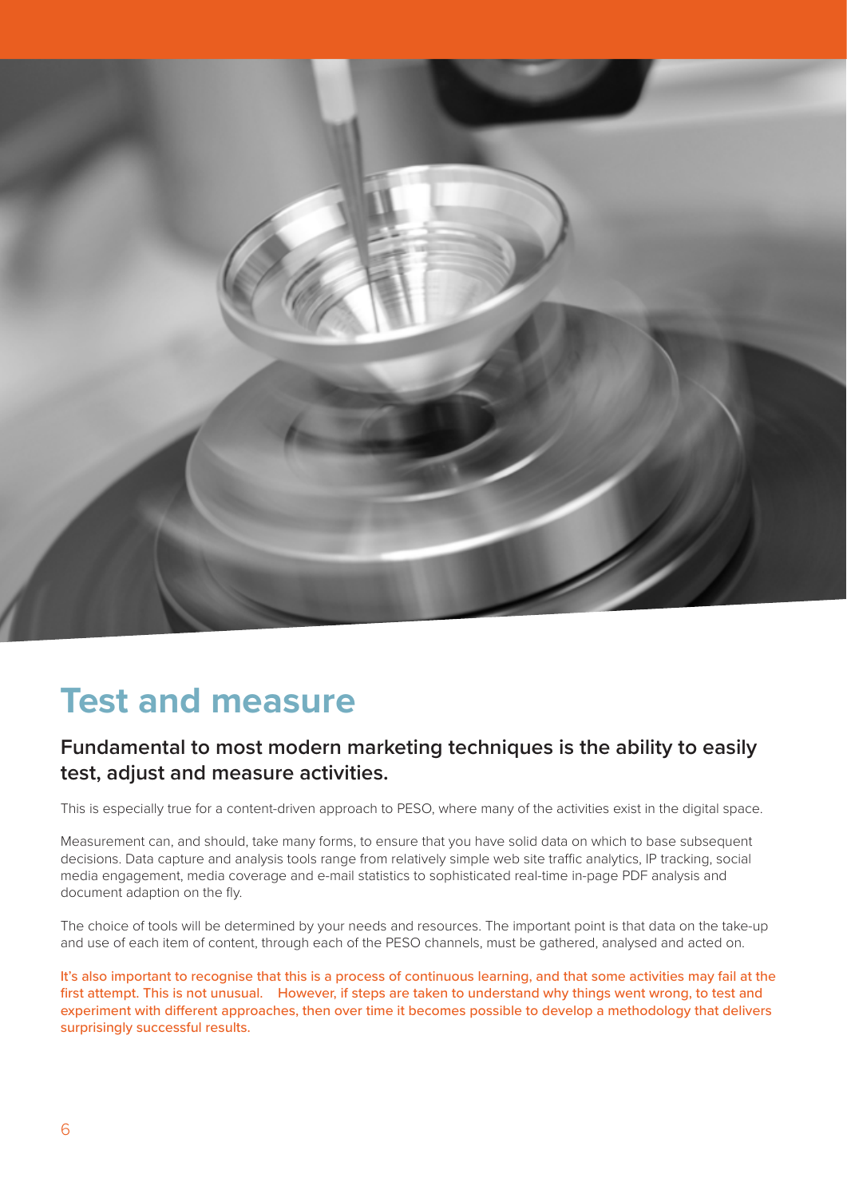# Test and measure

**Fundamental to most modern marketing techniques is the ability to easily test, adjust and measure activities.**

This is especially true for a content-driven approach to PESO, where many of the activities exist in the digital space.

Measurement can, and should, take many forms, to ensure that you have solid data on which to base subsequent decisions. Data capture and analysis tools range from relatively simple web site traffic analytics, IP tracking, social media engagement, media coverage and e-mail statistics to sophisticated real-time in-page PDF analysis and document adaption on the fly.

The choice of tools will be determined by your needs and resources. The important point is that data on the take-up and use of each item of content, through each of the PESO channels, must be gathered, analysed and acted on.

It's also important to recognise that this is a process of continuous learning, and that some activities may fail at the first attempt. This is not unusual. However, if steps are taken to understand why things went wrong, to test and experiment with different approaches, then over time it becomes possible to develop a methodology that delivers surprisingly successful results.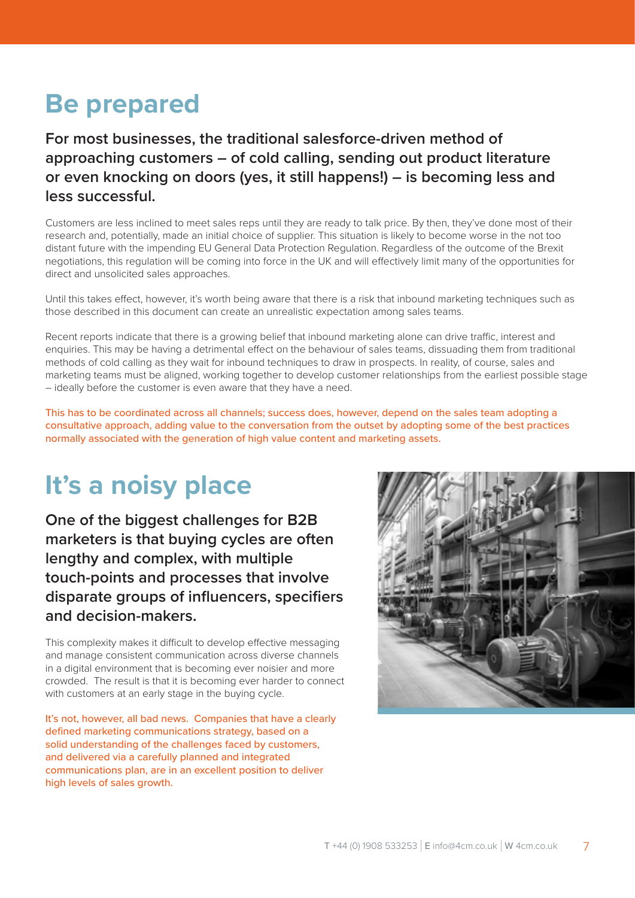## Be prepared

**For most businesses, the traditional salesforce-driven method of approaching customers – of cold calling, sending out product literature or even knocking on doors (yes, it still happens!) – is becoming less and less successful.**

Customers are less inclined to meet sales reps until they are ready to talk price. By then, they've done most of their research and, potentially, made an initial choice of supplier. This situation is likely to become worse in the not too distant future with the impending EU General Data Protection Regulation. Regardless of the outcome of the Brexit negotiations, this regulation will be coming into force in the UK and will effectively limit many of the opportunities for direct and unsolicited sales approaches.

Until this takes effect, however, it's worth being aware that there is a risk that inbound marketing techniques such as those described in this document can create an unrealistic expectation among sales teams.

Recent reports indicate that there is a growing belief that inbound marketing alone can drive traffic, interest and enquiries. This may be having a detrimental effect on the behaviour of sales teams, dissuading them from traditional methods of cold calling as they wait for inbound techniques to draw in prospects. In reality, of course, sales and marketing teams must be aligned, working together to develop customer relationships from the earliest possible stage – ideally before the customer is even aware that they have a need.

This has to be coordinated across all channels; success does, however, depend on the sales team adopting a consultative approach, adding value to the conversation from the outset by adopting some of the best practices normally associated with the generation of high value content and marketing assets.

## It's a noisy place

**One of the biggest challenges for B2B marketers is that buying cycles are often lengthy and complex, with multiple touch-points and processes that involve disparate groups of influencers, specifiers and decision-makers.**

This complexity makes it difficult to develop effective messaging and manage consistent communication across diverse channels in a digital environment that is becoming ever noisier and more crowded. The result is that it is becoming ever harder to connect with customers at an early stage in the buying cycle.

It's not, however, all bad news. Companies that have a clearly defined marketing communications strategy, based on a solid understanding of the challenges faced by customers, and delivered via a carefully planned and integrated communications plan, are in an excellent position to deliver high levels of sales growth.

T +44 (0) 1908 533253 | E info@4cm.co.uk | W 4cm.co.uk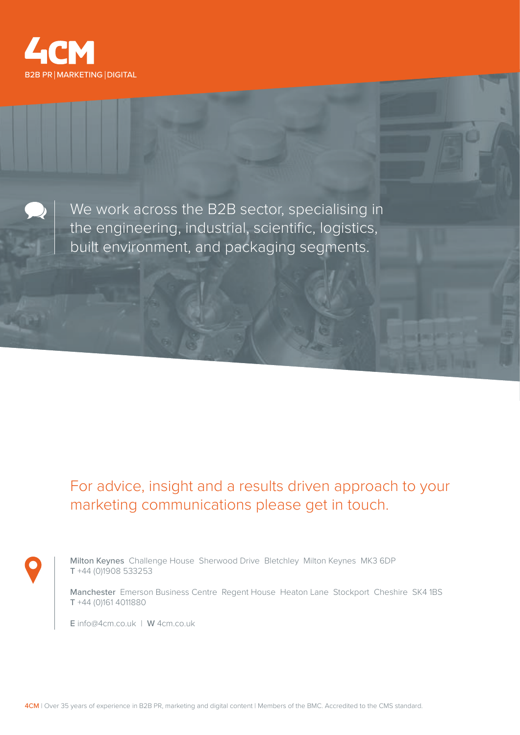4CM
B2B PR | MARKETING | DIGITAL

We work across the B2B sector, specialising in the engineering, industrial, scientific, logistics, built environment, and packaging segments.

For advice, insight and a results driven approach to your marketing communications please get in touch.

**Milton Keynes** Challenge House Sherwood Drive Bletchley Milton Keynes MK3 6DP
**T** +44 (0)1908 533253

**Manchester** Emerson Business Centre Regent House Heaton Lane Stockport Cheshire SK4 1BS
**T** +44 (0)161 4011880

**E** info@4cm.co.uk | **W** 4cm.co.uk

**4CM** | Over 35 years of experience in B2B PR, marketing and digital content | Members of the BMC. Accredited to the CMS standard.